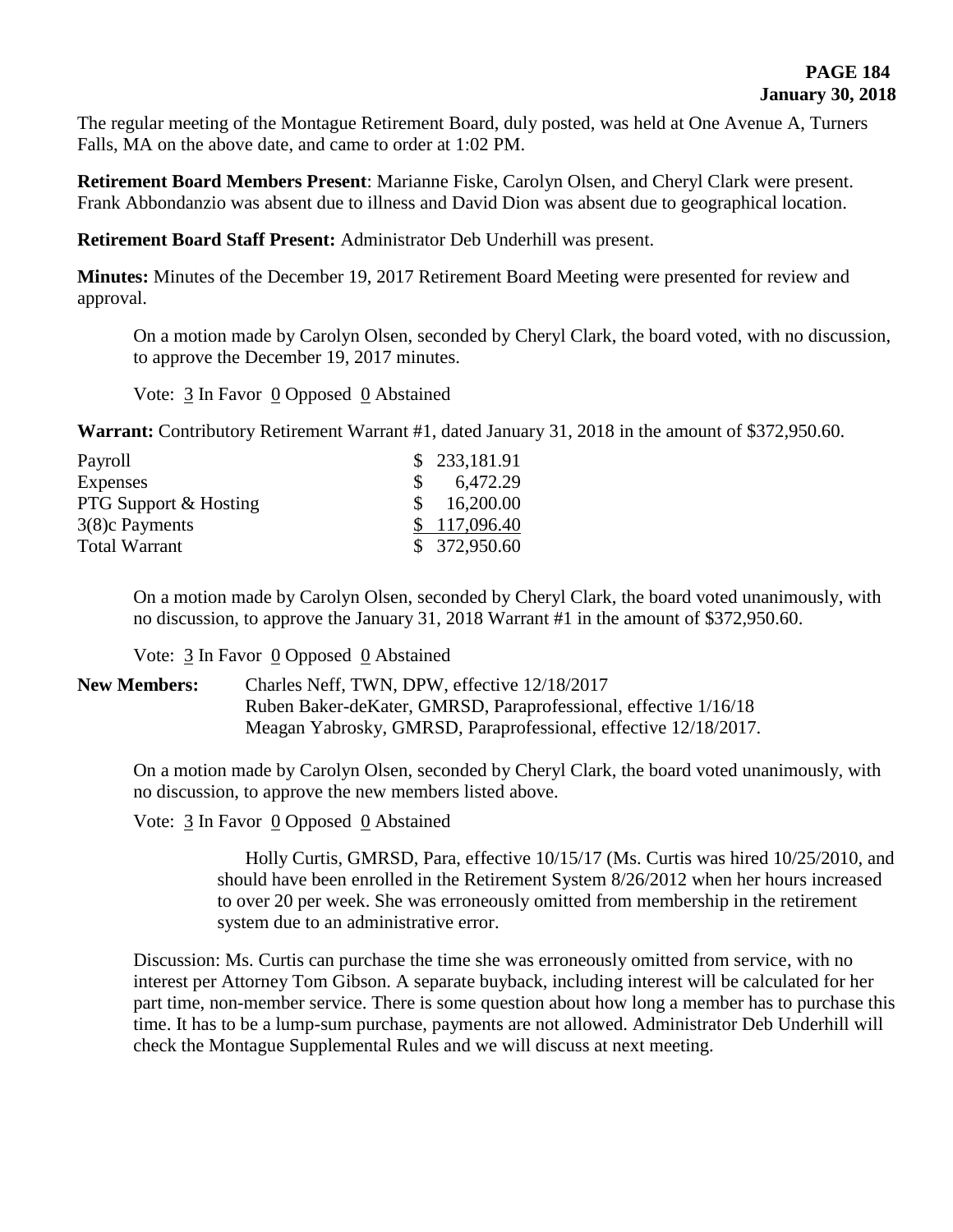The regular meeting of the Montague Retirement Board, duly posted, was held at One Avenue A, Turners Falls, MA on the above date, and came to order at 1:02 PM.

**Retirement Board Members Present**: Marianne Fiske, Carolyn Olsen, and Cheryl Clark were present. Frank Abbondanzio was absent due to illness and David Dion was absent due to geographical location.

**Retirement Board Staff Present:** Administrator Deb Underhill was present.

**Minutes:** Minutes of the December 19, 2017 Retirement Board Meeting were presented for review and approval.

On a motion made by Carolyn Olsen, seconded by Cheryl Clark, the board voted, with no discussion, to approve the December 19, 2017 minutes.

Vote: 3 In Favor 0 Opposed 0 Abstained

**Warrant:** Contributory Retirement Warrant #1, dated January 31, 2018 in the amount of $372,950.60.

| | |
|---|---|
| Payroll | $ 233,181.91 |
| Expenses | $ 6,472.29 |
| PTG Support & Hosting | $ 16,200.00 |
| 3(8)c Payments | $ 117,096.40 |
| Total Warrant | $ 372,950.60 |

On a motion made by Carolyn Olsen, seconded by Cheryl Clark, the board voted unanimously, with no discussion, to approve the January 31, 2018 Warrant #1 in the amount of $372,950.60.

Vote: 3 In Favor 0 Opposed 0 Abstained

**New Members:** Charles Neff, TWN, DPW, effective 12/18/2017
Ruben Baker-deKater, GMRSD, Paraprofessional, effective 1/16/18
Meagan Yabrosky, GMRSD, Paraprofessional, effective 12/18/2017.

On a motion made by Carolyn Olsen, seconded by Cheryl Clark, the board voted unanimously, with no discussion, to approve the new members listed above.

Vote: 3 In Favor 0 Opposed 0 Abstained

Holly Curtis, GMRSD, Para, effective 10/15/17 (Ms. Curtis was hired 10/25/2010, and should have been enrolled in the Retirement System 8/26/2012 when her hours increased to over 20 per week. She was erroneously omitted from membership in the retirement system due to an administrative error.

Discussion: Ms. Curtis can purchase the time she was erroneously omitted from service, with no interest per Attorney Tom Gibson. A separate buyback, including interest will be calculated for her part time, non-member service. There is some question about how long a member has to purchase this time. It has to be a lump-sum purchase, payments are not allowed. Administrator Deb Underhill will check the Montague Supplemental Rules and we will discuss at next meeting.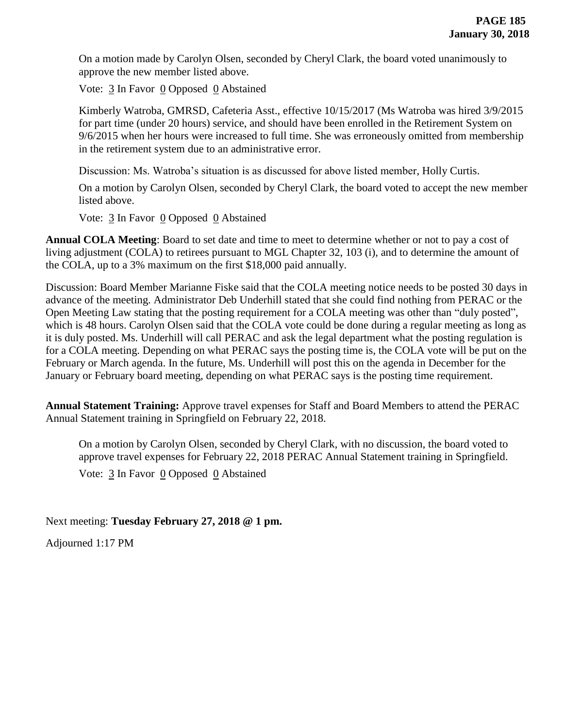On a motion made by Carolyn Olsen, seconded by Cheryl Clark, the board voted unanimously to approve the new member listed above.

Vote: 3 In Favor 0 Opposed 0 Abstained

Kimberly Watroba, GMRSD, Cafeteria Asst., effective 10/15/2017 (Ms Watroba was hired 3/9/2015 for part time (under 20 hours) service, and should have been enrolled in the Retirement System on 9/6/2015 when her hours were increased to full time. She was erroneously omitted from membership in the retirement system due to an administrative error.

Discussion: Ms. Watroba's situation is as discussed for above listed member, Holly Curtis.

On a motion by Carolyn Olsen, seconded by Cheryl Clark, the board voted to accept the new member listed above.

Vote: 3 In Favor 0 Opposed 0 Abstained

**Annual COLA Meeting**: Board to set date and time to meet to determine whether or not to pay a cost of living adjustment (COLA) to retirees pursuant to MGL Chapter 32, 103 (i), and to determine the amount of the COLA, up to a 3% maximum on the first $18,000 paid annually.

Discussion: Board Member Marianne Fiske said that the COLA meeting notice needs to be posted 30 days in advance of the meeting. Administrator Deb Underhill stated that she could find nothing from PERAC or the Open Meeting Law stating that the posting requirement for a COLA meeting was other than "duly posted", which is 48 hours. Carolyn Olsen said that the COLA vote could be done during a regular meeting as long as it is duly posted. Ms. Underhill will call PERAC and ask the legal department what the posting regulation is for a COLA meeting. Depending on what PERAC says the posting time is, the COLA vote will be put on the February or March agenda. In the future, Ms. Underhill will post this on the agenda in December for the January or February board meeting, depending on what PERAC says is the posting time requirement.

**Annual Statement Training:** Approve travel expenses for Staff and Board Members to attend the PERAC Annual Statement training in Springfield on February 22, 2018.

On a motion by Carolyn Olsen, seconded by Cheryl Clark, with no discussion, the board voted to approve travel expenses for February 22, 2018 PERAC Annual Statement training in Springfield.

Vote: 3 In Favor 0 Opposed 0 Abstained

Next meeting: **Tuesday February 27, 2018 @ 1 pm.**

Adjourned 1:17 PM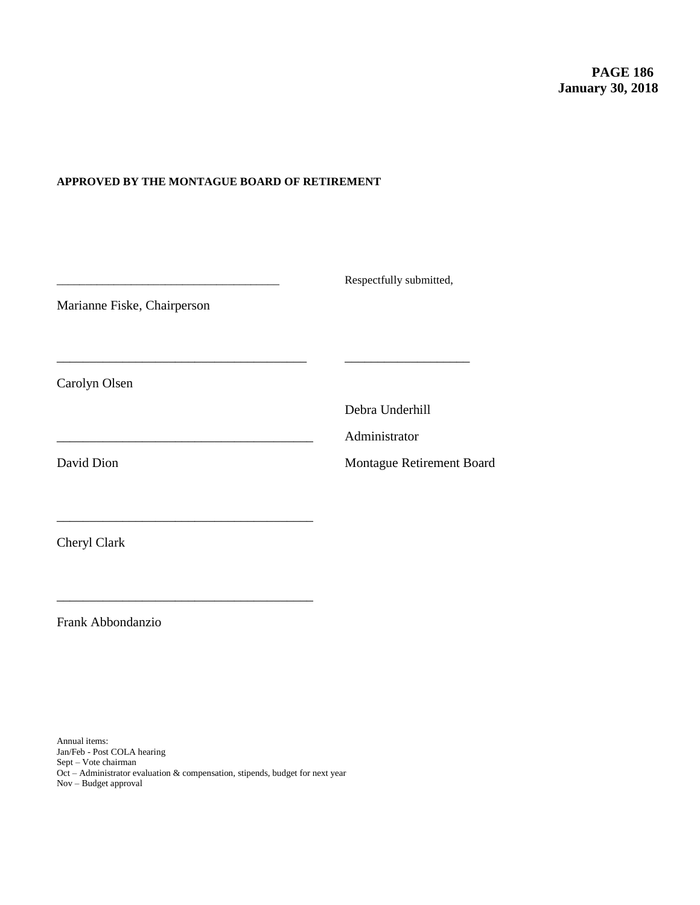**APPROVED BY THE MONTAGUE BOARD OF RETIREMENT**

_____________________________________ Respectfully submitted,

Marianne Fiske, Chairperson

_____________________________________ ___________________

Carolyn Olsen

Debra Underhill

_____________________________________ Administrator

David Dion Montague Retirement Board

_____________________________________

Cheryl Clark

_____________________________________

Frank Abbondanzio

Annual items:
Jan/Feb - Post COLA hearing
Sept – Vote chairman
Oct – Administrator evaluation & compensation, stipends, budget for next year
Nov – Budget approval